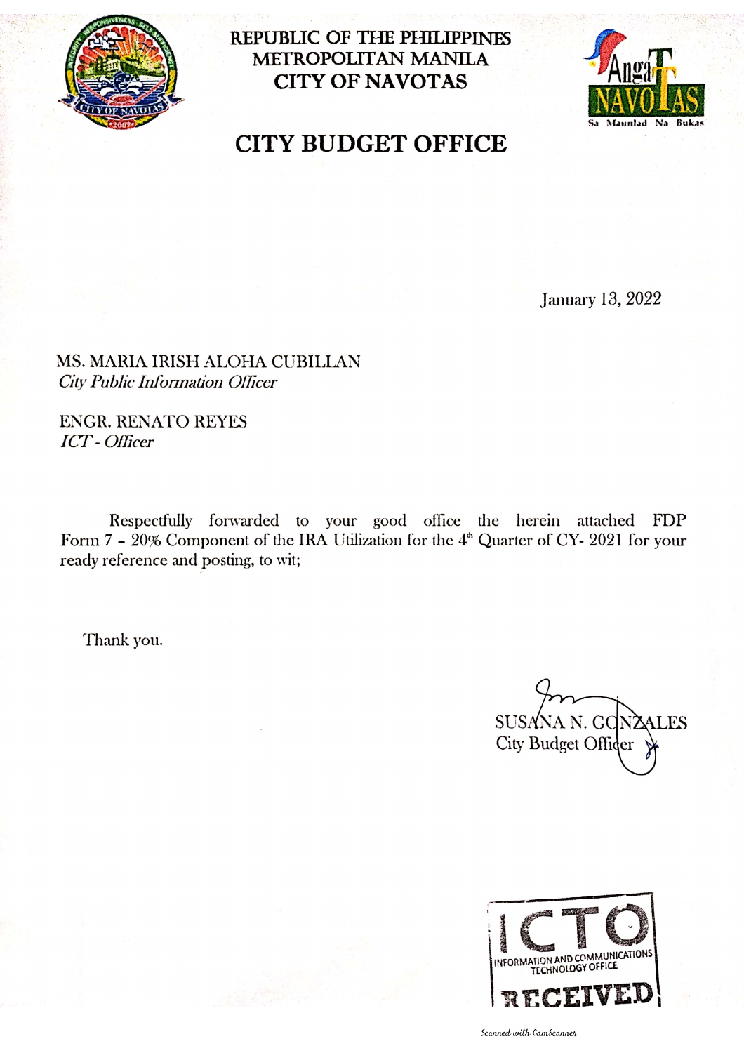REPUBLIC OF THE PHILIPPINES
METROPOLITAN MANILA
CITY OF NAVOTAS

# CITY BUDGET OFFICE

January 13, 2022

MS. MARIA IRISH ALOHA CUBILLAN
*City Public Information Officer*

ENGR. RENATO REYES
*ICT - Officer*

Respectfully forwarded to your good office the herein attached FDP Form 7 – 20% Component of the IRA Utilization for the 4th Quarter of CY- 2021 for your ready reference and posting, to wit;

Thank you.

SUSANA N. GONZALES
City Budget Officer

ICTO
INFORMATION AND COMMUNICATIONS TECHNOLOGY OFFICE
RECEIVED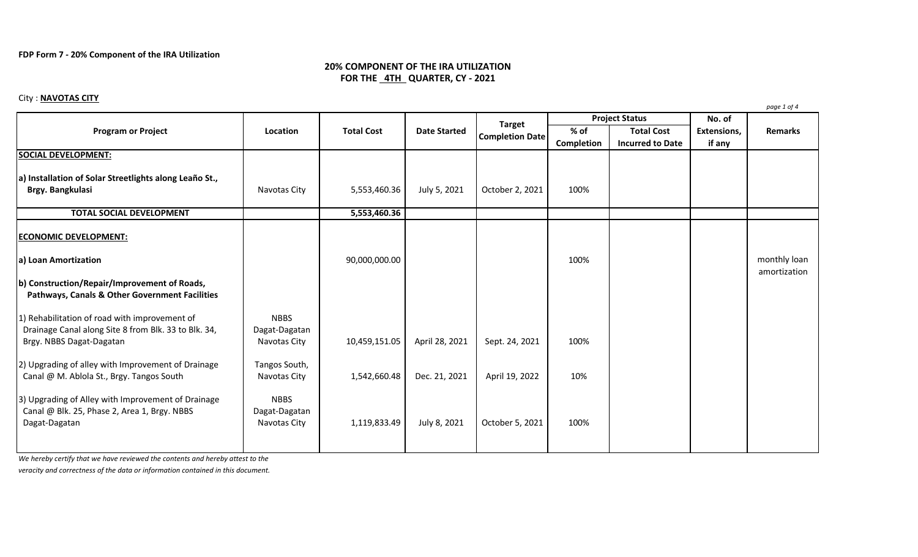**FDP Form 7 - 20% Component of the IRA Utilization**

## 20% COMPONENT OF THE IRA UTILIZATION
## FOR THE 4TH QUARTER, CY - 2021

City : **NAVOTAS CITY**

| Program or Project | Location | Total Cost | Date Started | Target Completion Date | Project Status | | No. of Extensions, if any | Remarks |
|---|---|---|---|---|---|---|---|---|
| | | | | | % of Completion | Total Cost Incurred to Date | | |
| **SOCIAL DEVELOPMENT:** | | | | | | | | |
| **a) Installation of Solar Streetlights along Leaño St., Brgy. Bangkulasi** | Navotas City | 5,553,460.36 | July 5, 2021 | October 2, 2021 | 100% | | | |
| **TOTAL SOCIAL DEVELOPMENT** | | **5,553,460.36** | | | | | | |
| **ECONOMIC DEVELOPMENT:** | | | | | | | | |
| **a) Loan Amortization** | | 90,000,000.00 | | | 100% | | | monthly loan amortization |
| **b) Construction/Repair/Improvement of Roads, Pathways, Canals & Other Government Facilities** | | | | | | | | |
| 1) Rehabilitation of road with improvement of Drainage Canal along Site 8 from Blk. 33 to Blk. 34, Brgy. NBBS Dagat-Dagatan | NBBS Dagat-Dagatan Navotas City | 10,459,151.05 | April 28, 2021 | Sept. 24, 2021 | 100% | | | |
| 2) Upgrading of alley with Improvement of Drainage Canal @ M. Ablola St., Brgy. Tangos South | Tangos South, Navotas City | 1,542,660.48 | Dec. 21, 2021 | April 19, 2022 | 10% | | | |
| 3) Upgrading of Alley with Improvement of Drainage Canal @ Blk. 25, Phase 2, Area 1, Brgy. NBBS Dagat-Dagatan | NBBS Dagat-Dagatan Navotas City | 1,119,833.49 | July 8, 2021 | October 5, 2021 | 100% | | | |

*We hereby certify that we have reviewed the contents and hereby attest to the veracity and correctness of the data or information contained in this document.*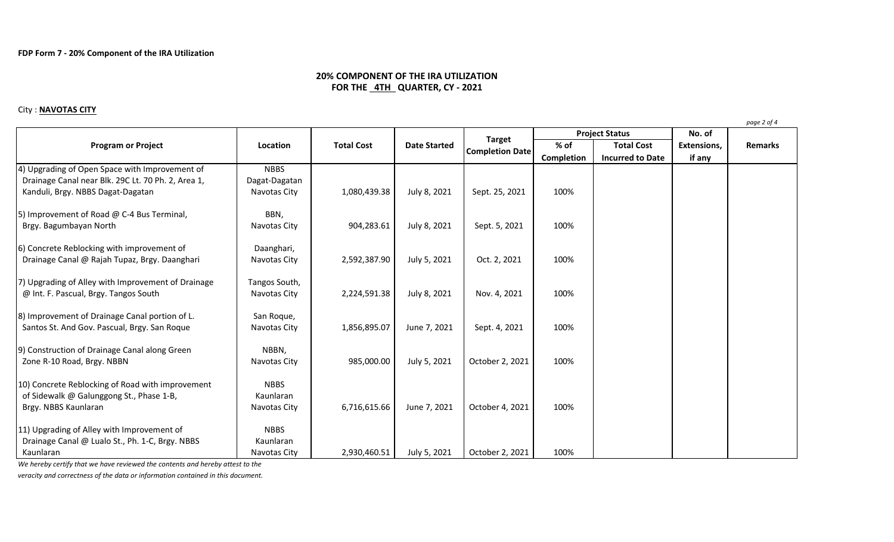**FDP Form 7 - 20% Component of the IRA Utilization**

## 20% COMPONENT OF THE IRA UTILIZATION
## FOR THE 4TH QUARTER, CY - 2021

City : **NAVOTAS CITY**

| Program or Project | Location | Total Cost | Date Started | Target Completion Date | Project Status | | No. of Extensions, if any | Remarks |
|---|---|---|---|---|---|---|---|---|
| | | | | | % of Completion | Total Cost Incurred to Date | | |
| 4) Upgrading of Open Space with Improvement of Drainage Canal near Blk. 29C Lt. 70 Ph. 2, Area 1, Kanduli, Brgy. NBBS Dagat-Dagatan | NBBS Dagat-Dagatan Navotas City | 1,080,439.38 | July 8, 2021 | Sept. 25, 2021 | 100% | | | |
| 5) Improvement of Road @ C-4 Bus Terminal, Brgy. Bagumbayan North | BBN, Navotas City | 904,283.61 | July 8, 2021 | Sept. 5, 2021 | 100% | | | |
| 6) Concrete Reblocking with improvement of Drainage Canal @ Rajah Tupaz, Brgy. Daanghari | Daanghari, Navotas City | 2,592,387.90 | July 5, 2021 | Oct. 2, 2021 | 100% | | | |
| 7) Upgrading of Alley with Improvement of Drainage @ Int. F. Pascual, Brgy. Tangos South | Tangos South, Navotas City | 2,224,591.38 | July 8, 2021 | Nov. 4, 2021 | 100% | | | |
| 8) Improvement of Drainage Canal portion of L. Santos St. And Gov. Pascual, Brgy. San Roque | San Roque, Navotas City | 1,856,895.07 | June 7, 2021 | Sept. 4, 2021 | 100% | | | |
| 9) Construction of Drainage Canal along Green Zone R-10 Road, Brgy. NBBN | NBBN, Navotas City | 985,000.00 | July 5, 2021 | October 2, 2021 | 100% | | | |
| 10) Concrete Reblocking of Road with improvement of Sidewalk @ Galunggong St., Phase 1-B, Brgy. NBBS Kaunlaran | NBBS Kaunlaran Navotas City | 6,716,615.66 | June 7, 2021 | October 4, 2021 | 100% | | | |
| 11) Upgrading of Alley with Improvement of Drainage Canal @ Lualo St., Ph. 1-C, Brgy. NBBS Kaunlaran | NBBS Kaunlaran Navotas City | 2,930,460.51 | July 5, 2021 | October 2, 2021 | 100% | | | |

*We hereby certify that we have reviewed the contents and hereby attest to the veracity and correctness of the data or information contained in this document.*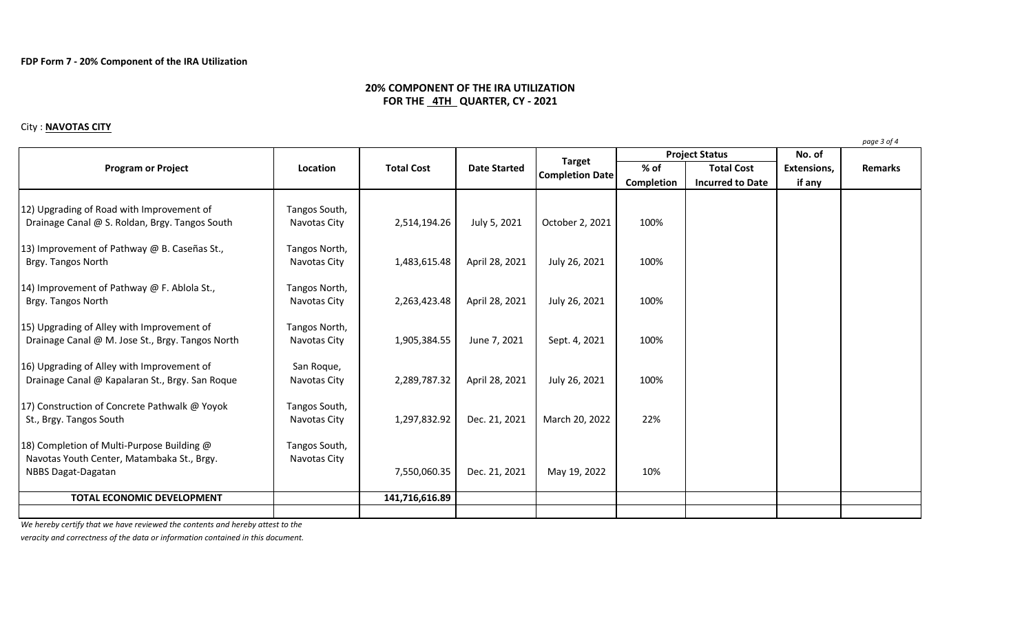**FDP Form 7 - 20% Component of the IRA Utilization**

## 20% COMPONENT OF THE IRA UTILIZATION
## FOR THE 4TH QUARTER, CY - 2021

City : **NAVOTAS CITY**

| Program or Project | Location | Total Cost | Date Started | Target Completion Date | Project Status | | No. of Extensions, if any | Remarks |
|---|---|---|---|---|---|---|---|---|
| | | | | | % of Completion | Total Cost Incurred to Date | | |
| 12) Upgrading of Road with Improvement of Drainage Canal @ S. Roldan, Brgy. Tangos South | Tangos South, Navotas City | 2,514,194.26 | July 5, 2021 | October 2, 2021 | 100% | | | |
| 13) Improvement of Pathway @ B. Caseñas St., Brgy. Tangos North | Tangos North, Navotas City | 1,483,615.48 | April 28, 2021 | July 26, 2021 | 100% | | | |
| 14) Improvement of Pathway @ F. Ablola St., Brgy. Tangos North | Tangos North, Navotas City | 2,263,423.48 | April 28, 2021 | July 26, 2021 | 100% | | | |
| 15) Upgrading of Alley with Improvement of Drainage Canal @ M. Jose St., Brgy. Tangos North | Tangos North, Navotas City | 1,905,384.55 | June 7, 2021 | Sept. 4, 2021 | 100% | | | |
| 16) Upgrading of Alley with Improvement of Drainage Canal @ Kapalaran St., Brgy. San Roque | San Roque, Navotas City | 2,289,787.32 | April 28, 2021 | July 26, 2021 | 100% | | | |
| 17) Construction of Concrete Pathwalk @ Yoyok St., Brgy. Tangos South | Tangos South, Navotas City | 1,297,832.92 | Dec. 21, 2021 | March 20, 2022 | 22% | | | |
| 18) Completion of Multi-Purpose Building @ Navotas Youth Center, Matambaka St., Brgy. NBBS Dagat-Dagatan | Tangos South, Navotas City | 7,550,060.35 | Dec. 21, 2021 | May 19, 2022 | 10% | | | |
| **TOTAL ECONOMIC DEVELOPMENT** | | **141,716,616.89** | | | | | | |
| | | | | | | | | |

*We hereby certify that we have reviewed the contents and hereby attest to the veracity and correctness of the data or information contained in this document.*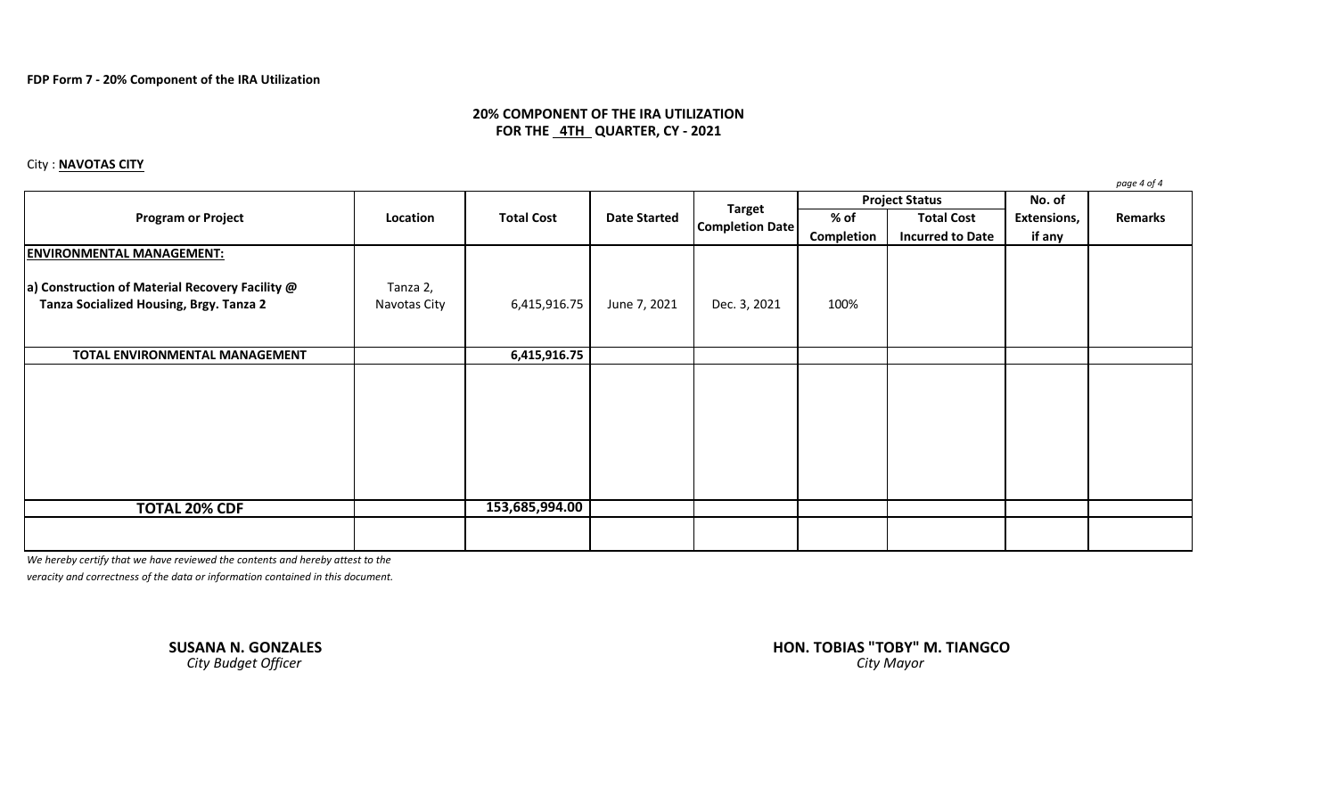**FDP Form 7 - 20% Component of the IRA Utilization**

## 20% COMPONENT OF THE IRA UTILIZATION
## FOR THE 4TH QUARTER, CY - 2021

City : **NAVOTAS CITY**

| Program or Project | Location | Total Cost | Date Started | Target Completion Date | Project Status | | No. of Extensions, if any | Remarks |
|---|---|---|---|---|---|---|---|---|
| | | | | | % of Completion | Total Cost Incurred to Date | | |
| **ENVIRONMENTAL MANAGEMENT:** | | | | | | | | |
| **a) Construction of Material Recovery Facility @ Tanza Socialized Housing, Brgy. Tanza 2** | Tanza 2, Navotas City | 6,415,916.75 | June 7, 2021 | Dec. 3, 2021 | 100% | | | |
| **TOTAL ENVIRONMENTAL MANAGEMENT** | | **6,415,916.75** | | | | | | |
| **TOTAL 20% CDF** | | **153,685,994.00** | | | | | | |

*We hereby certify that we have reviewed the contents and hereby attest to the veracity and correctness of the data or information contained in this document.*

**SUSANA N. GONZALES**
*City Budget Officer*

**HON. TOBIAS "TOBY" M. TIANGCO**
*City Mayor*